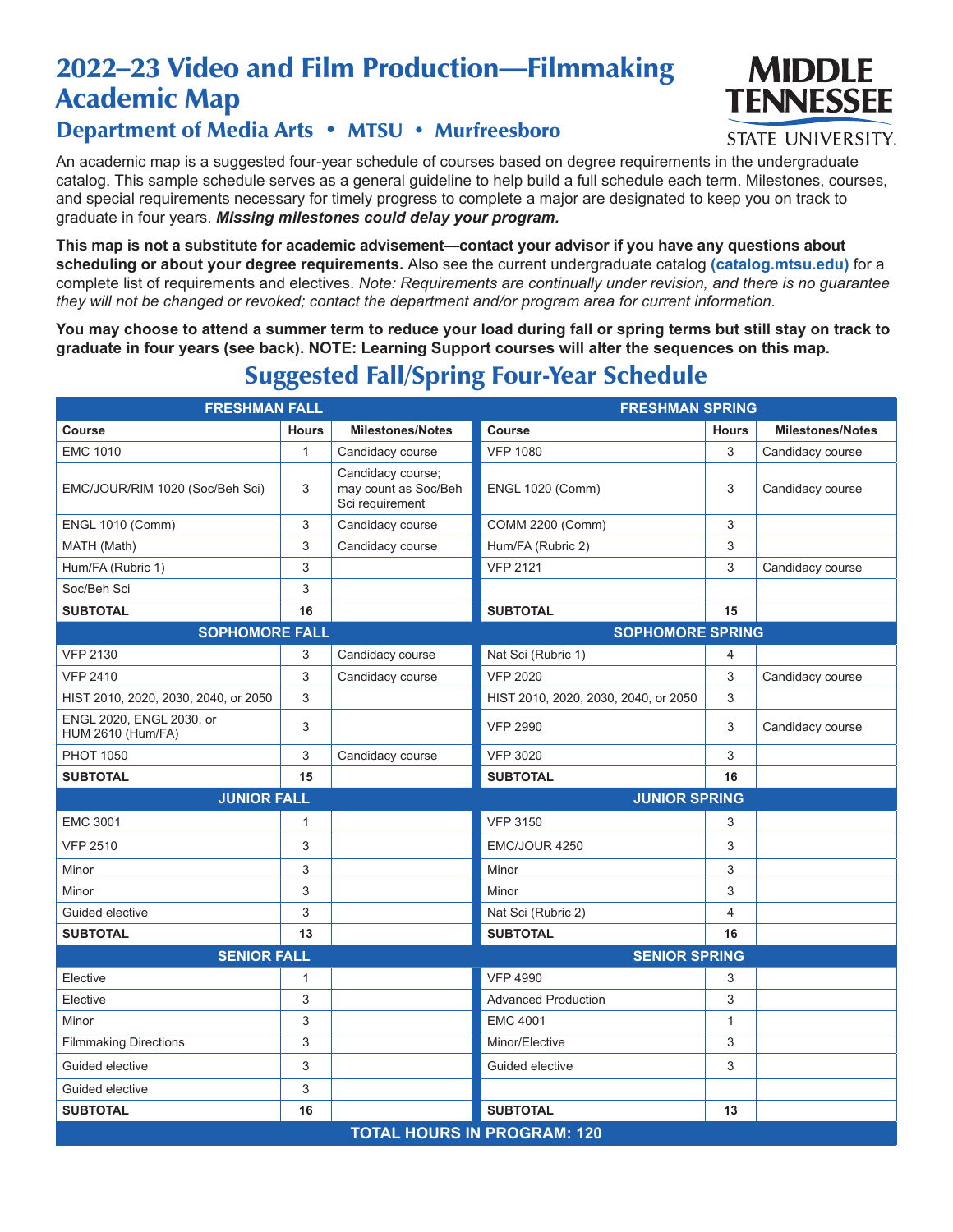# 2022–23 Video and Film Production—Filmmaking Academic Map

## Department of Media Arts • MTSU • Murfreesboro

MIDDLE TENNESSEE STATE UNIVERSITY.

An academic map is a suggested four-year schedule of courses based on degree requirements in the undergraduate catalog. This sample schedule serves as a general guideline to help build a full schedule each term. Milestones, courses, and special requirements necessary for timely progress to complete a major are designated to keep you on track to graduate in four years. ***Missing milestones could delay your program.***

**This map is not a substitute for academic advisement—contact your advisor if you have any questions about scheduling or about your degree requirements.** Also see the current undergraduate catalog **(catalog.mtsu.edu)** for a complete list of requirements and electives. *Note: Requirements are continually under revision, and there is no guarantee they will not be changed or revoked; contact the department and/or program area for current information.*

**You may choose to attend a summer term to reduce your load during fall or spring terms but still stay on track to graduate in four years (see back). NOTE: Learning Support courses will alter the sequences on this map.**

## Suggested Fall/Spring Four-Year Schedule

| **FRESHMAN FALL** | | | **FRESHMAN SPRING** | | |
|---|---|---|---|---|---|
| **Course** | **Hours** | **Milestones/Notes** | **Course** | **Hours** | **Milestones/Notes** |
| EMC 1010 | 1 | Candidacy course | VFP 1080 | 3 | Candidacy course |
| EMC/JOUR/RIM 1020 (Soc/Beh Sci) | 3 | Candidacy course; may count as Soc/Beh Sci requirement | ENGL 1020 (Comm) | 3 | Candidacy course |
| ENGL 1010 (Comm) | 3 | Candidacy course | COMM 2200 (Comm) | 3 | |
| MATH (Math) | 3 | Candidacy course | Hum/FA (Rubric 2) | 3 | |
| Hum/FA (Rubric 1) | 3 | | VFP 2121 | 3 | Candidacy course |
| Soc/Beh Sci | 3 | | | | |
| **SUBTOTAL** | **16** | | **SUBTOTAL** | **15** | |
| **SOPHOMORE FALL** | | | **SOPHOMORE SPRING** | | |
| VFP 2130 | 3 | Candidacy course | Nat Sci (Rubric 1) | 4 | |
| VFP 2410 | 3 | Candidacy course | VFP 2020 | 3 | Candidacy course |
| HIST 2010, 2020, 2030, 2040, or 2050 | 3 | | HIST 2010, 2020, 2030, 2040, or 2050 | 3 | |
| ENGL 2020, ENGL 2030, or HUM 2610 (Hum/FA) | 3 | | VFP 2990 | 3 | Candidacy course |
| PHOT 1050 | 3 | Candidacy course | VFP 3020 | 3 | |
| **SUBTOTAL** | **15** | | **SUBTOTAL** | **16** | |
| **JUNIOR FALL** | | | **JUNIOR SPRING** | | |
| EMC 3001 | 1 | | VFP 3150 | 3 | |
| VFP 2510 | 3 | | EMC/JOUR 4250 | 3 | |
| Minor | 3 | | Minor | 3 | |
| Minor | 3 | | Minor | 3 | |
| Guided elective | 3 | | Nat Sci (Rubric 2) | 4 | |
| **SUBTOTAL** | **13** | | **SUBTOTAL** | **16** | |
| **SENIOR FALL** | | | **SENIOR SPRING** | | |
| Elective | 1 | | VFP 4990 | 3 | |
| Elective | 3 | | Advanced Production | 3 | |
| Minor | 3 | | EMC 4001 | 1 | |
| Filmmaking Directions | 3 | | Minor/Elective | 3 | |
| Guided elective | 3 | | Guided elective | 3 | |
| Guided elective | 3 | | | | |
| **SUBTOTAL** | **16** | | **SUBTOTAL** | **13** | |

**TOTAL HOURS IN PROGRAM: 120**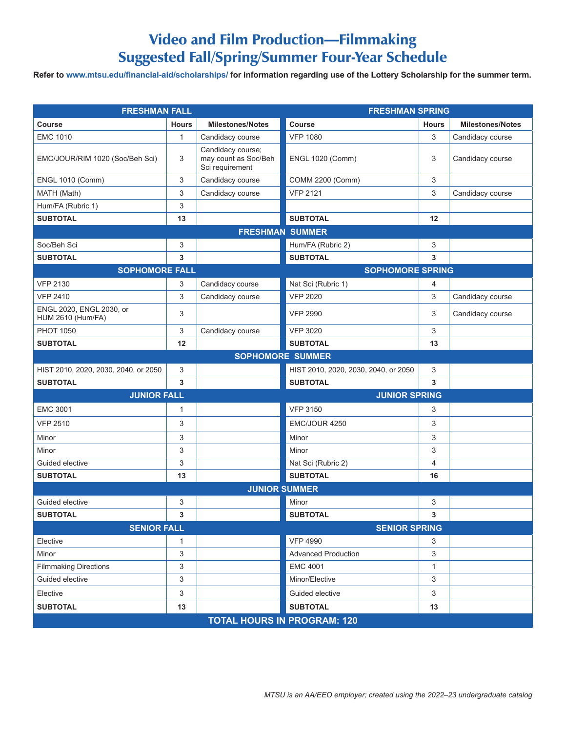# Video and Film Production—Filmmaking
# Suggested Fall/Spring/Summer Four-Year Schedule

**Refer to www.mtsu.edu/financial-aid/scholarships/ for information regarding use of the Lottery Scholarship for the summer term.**

| FRESHMAN FALL | | | FRESHMAN SPRING | | |
|---|---|---|---|---|---|
| **Course** | **Hours** | **Milestones/Notes** | **Course** | **Hours** | **Milestones/Notes** |
| EMC 1010 | 1 | Candidacy course | VFP 1080 | 3 | Candidacy course |
| EMC/JOUR/RIM 1020 (Soc/Beh Sci) | 3 | Candidacy course; may count as Soc/Beh Sci requirement | ENGL 1020 (Comm) | 3 | Candidacy course |
| ENGL 1010 (Comm) | 3 | Candidacy course | COMM 2200 (Comm) | 3 | |
| MATH (Math) | 3 | Candidacy course | VFP 2121 | 3 | Candidacy course |
| Hum/FA (Rubric 1) | 3 | | | | |
| **SUBTOTAL** | **13** | | **SUBTOTAL** | **12** | |
| **FRESHMAN SUMMER** | | | | | |
| Soc/Beh Sci | 3 | | Hum/FA (Rubric 2) | 3 | |
| **SUBTOTAL** | **3** | | **SUBTOTAL** | **3** | |
| **SOPHOMORE FALL** | | | **SOPHOMORE SPRING** | | |
| VFP 2130 | 3 | Candidacy course | Nat Sci (Rubric 1) | 4 | |
| VFP 2410 | 3 | Candidacy course | VFP 2020 | 3 | Candidacy course |
| ENGL 2020, ENGL 2030, or HUM 2610 (Hum/FA) | 3 | | VFP 2990 | 3 | Candidacy course |
| PHOT 1050 | 3 | Candidacy course | VFP 3020 | 3 | |
| **SUBTOTAL** | **12** | | **SUBTOTAL** | **13** | |
| **SOPHOMORE SUMMER** | | | | | |
| HIST 2010, 2020, 2030, 2040, or 2050 | 3 | | HIST 2010, 2020, 2030, 2040, or 2050 | 3 | |
| **SUBTOTAL** | **3** | | **SUBTOTAL** | **3** | |
| **JUNIOR FALL** | | | **JUNIOR SPRING** | | |
| EMC 3001 | 1 | | VFP 3150 | 3 | |
| VFP 2510 | 3 | | EMC/JOUR 4250 | 3 | |
| Minor | 3 | | Minor | 3 | |
| Minor | 3 | | Minor | 3 | |
| Guided elective | 3 | | Nat Sci (Rubric 2) | 4 | |
| **SUBTOTAL** | **13** | | **SUBTOTAL** | **16** | |
| **JUNIOR SUMMER** | | | | | |
| Guided elective | 3 | | Minor | 3 | |
| **SUBTOTAL** | **3** | | **SUBTOTAL** | **3** | |
| **SENIOR FALL** | | | **SENIOR SPRING** | | |
| Elective | 1 | | VFP 4990 | 3 | |
| Minor | 3 | | Advanced Production | 3 | |
| Filmmaking Directions | 3 | | EMC 4001 | 1 | |
| Guided elective | 3 | | Minor/Elective | 3 | |
| Elective | 3 | | Guided elective | 3 | |
| **SUBTOTAL** | **13** | | **SUBTOTAL** | **13** | |
| **TOTAL HOURS IN PROGRAM: 120** | | | | | |

*MTSU is an AA/EEO employer; created using the 2022–23 undergraduate catalog*